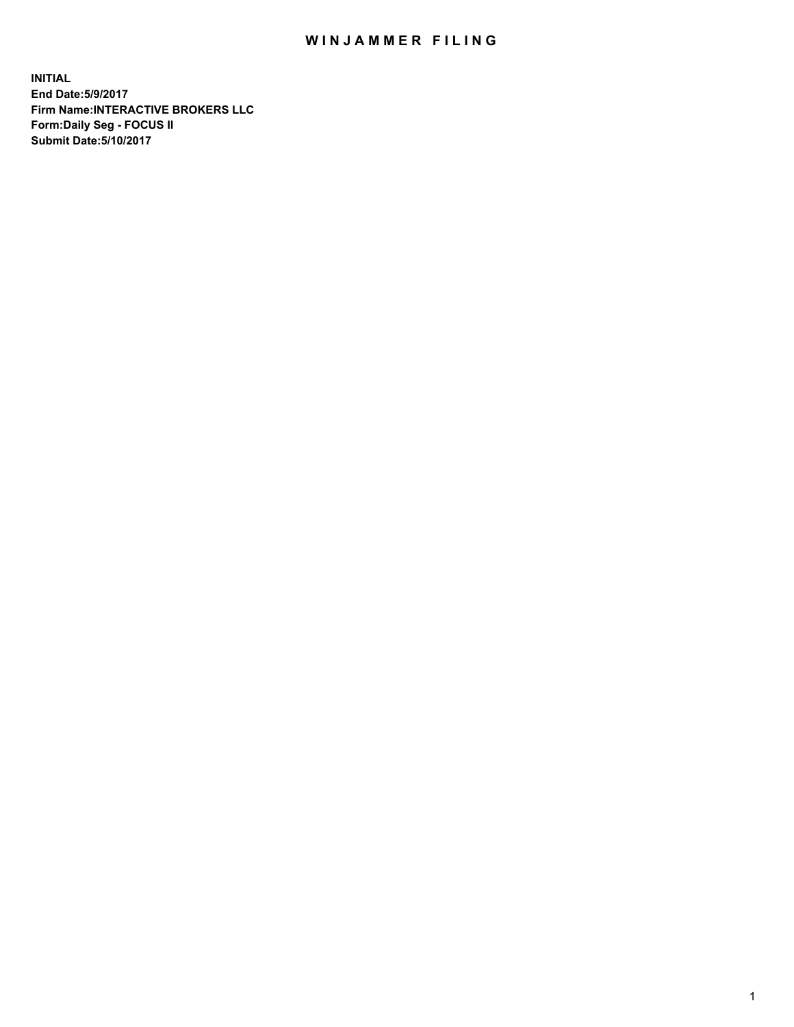# WINJAMMER FILING

**INITIAL**
**End Date:5/9/2017**
**Firm Name:INTERACTIVE BROKERS LLC**
**Form:Daily Seg - FOCUS II**
**Submit Date:5/10/2017**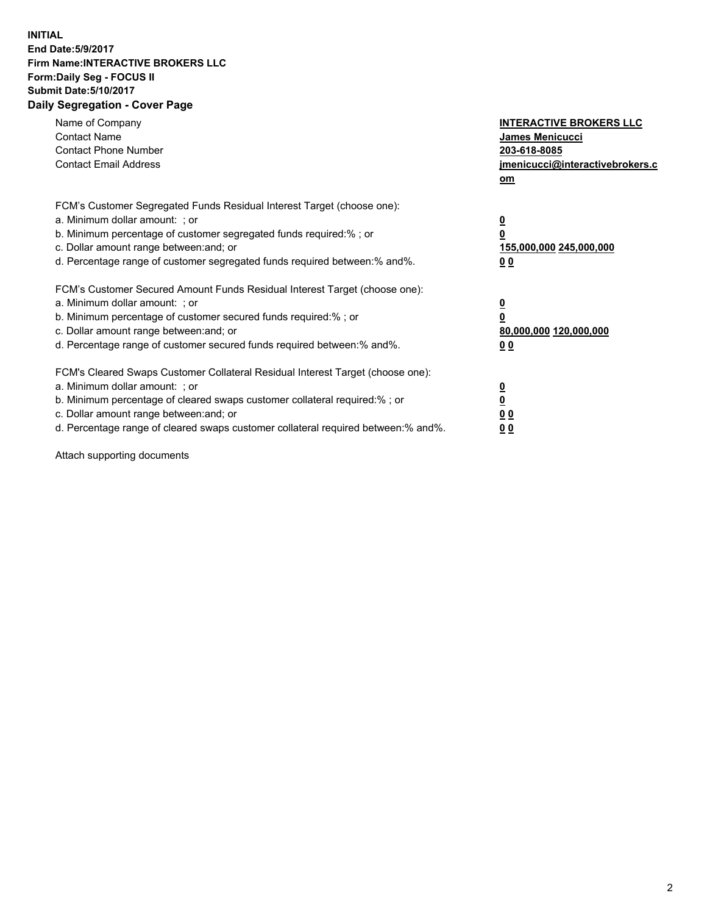**INITIAL**
**End Date:5/9/2017**
**Firm Name:INTERACTIVE BROKERS LLC**
**Form:Daily Seg - FOCUS II**
**Submit Date:5/10/2017**
**Daily Segregation - Cover Page**

| | |
|---|---|
| Name of Company | **INTERACTIVE BROKERS LLC** |
| Contact Name | **James Menicucci** |
| Contact Phone Number | **203-618-8085** |
| Contact Email Address | **jmenicucci@interactivebrokers.com** |

FCM's Customer Segregated Funds Residual Interest Target (choose one):

| | |
|---|---|
| a. Minimum dollar amount: ; or | **0** |
| b. Minimum percentage of customer segregated funds required:% ; or | **0** |
| c. Dollar amount range between:and; or | **155,000,000 245,000,000** |
| d. Percentage range of customer segregated funds required between:% and%. | **0 0** |

FCM's Customer Secured Amount Funds Residual Interest Target (choose one):

| | |
|---|---|
| a. Minimum dollar amount: ; or | **0** |
| b. Minimum percentage of customer secured funds required:% ; or | **0** |
| c. Dollar amount range between:and; or | **80,000,000 120,000,000** |
| d. Percentage range of customer secured funds required between:% and%. | **0 0** |

FCM's Cleared Swaps Customer Collateral Residual Interest Target (choose one):

| | |
|---|---|
| a. Minimum dollar amount: ; or | **0** |
| b. Minimum percentage of cleared swaps customer collateral required:% ; or | **0** |
| c. Dollar amount range between:and; or | **0 0** |
| d. Percentage range of cleared swaps customer collateral required between:% and%. | **0 0** |

Attach supporting documents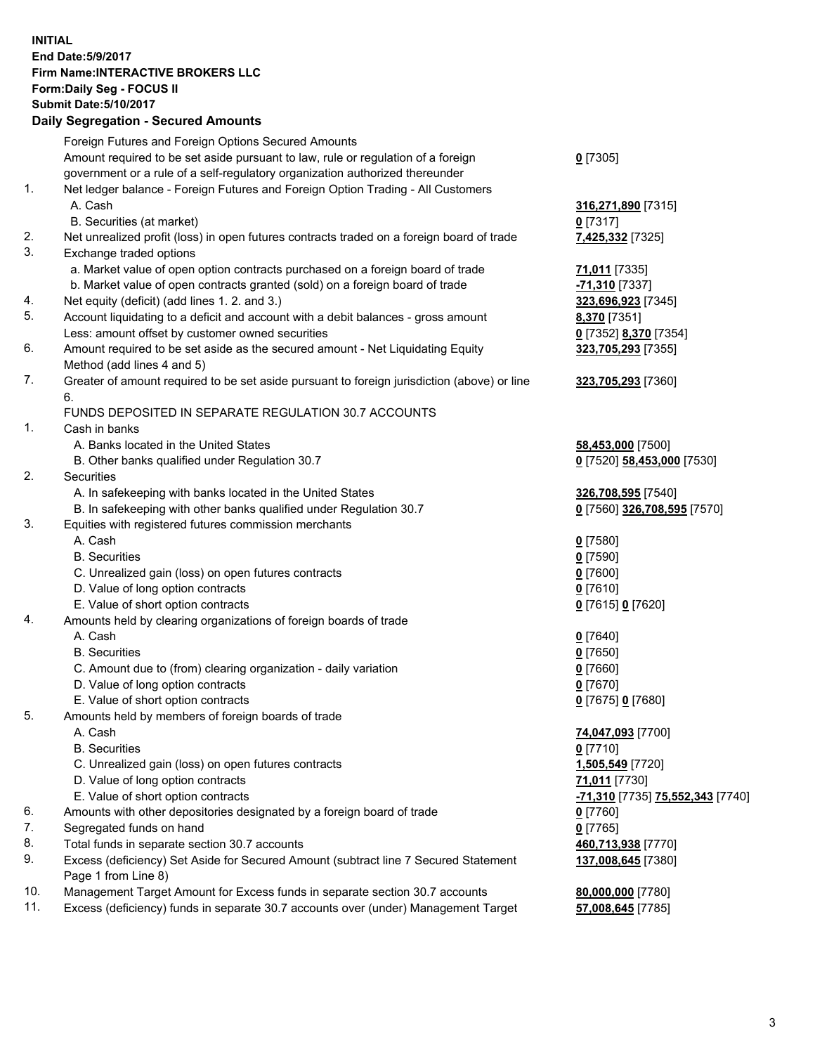**INITIAL**
**End Date:5/9/2017**
**Firm Name:INTERACTIVE BROKERS LLC**
**Form:Daily Seg - FOCUS II**
**Submit Date:5/10/2017**

## Daily Segregation - Secured Amounts

| | | |
|---|---|---|
| | Foreign Futures and Foreign Options Secured Amounts | |
| | Amount required to be set aside pursuant to law, rule or regulation of a foreign government or a rule of a self-regulatory organization authorized thereunder | **0** [7305] |
| 1. | Net ledger balance - Foreign Futures and Foreign Option Trading - All Customers | |
| | A. Cash | **316,271,890** [7315] |
| | B. Securities (at market) | **0** [7317] |
| 2. | Net unrealized profit (loss) in open futures contracts traded on a foreign board of trade | **7,425,332** [7325] |
| 3. | Exchange traded options | |
| | a. Market value of open option contracts purchased on a foreign board of trade | **71,011** [7335] |
| | b. Market value of open contracts granted (sold) on a foreign board of trade | **-71,310** [7337] |
| 4. | Net equity (deficit) (add lines 1. 2. and 3.) | **323,696,923** [7345] |
| 5. | Account liquidating to a deficit and account with a debit balances - gross amount | **8,370** [7351] |
| | Less: amount offset by customer owned securities | **0** [7352] **8,370** [7354] |
| 6. | Amount required to be set aside as the secured amount - Net Liquidating Equity Method (add lines 4 and 5) | **323,705,293** [7355] |
| 7. | Greater of amount required to be set aside pursuant to foreign jurisdiction (above) or line 6. | **323,705,293** [7360] |
| | FUNDS DEPOSITED IN SEPARATE REGULATION 30.7 ACCOUNTS | |
| 1. | Cash in banks | |
| | A. Banks located in the United States | **58,453,000** [7500] |
| | B. Other banks qualified under Regulation 30.7 | **0** [7520] **58,453,000** [7530] |
| 2. | Securities | |
| | A. In safekeeping with banks located in the United States | **326,708,595** [7540] |
| | B. In safekeeping with other banks qualified under Regulation 30.7 | **0** [7560] **326,708,595** [7570] |
| 3. | Equities with registered futures commission merchants | |
| | A. Cash | **0** [7580] |
| | B. Securities | **0** [7590] |
| | C. Unrealized gain (loss) on open futures contracts | **0** [7600] |
| | D. Value of long option contracts | **0** [7610] |
| | E. Value of short option contracts | **0** [7615] **0** [7620] |
| 4. | Amounts held by clearing organizations of foreign boards of trade | |
| | A. Cash | **0** [7640] |
| | B. Securities | **0** [7650] |
| | C. Amount due to (from) clearing organization - daily variation | **0** [7660] |
| | D. Value of long option contracts | **0** [7670] |
| | E. Value of short option contracts | **0** [7675] **0** [7680] |
| 5. | Amounts held by members of foreign boards of trade | |
| | A. Cash | **74,047,093** [7700] |
| | B. Securities | **0** [7710] |
| | C. Unrealized gain (loss) on open futures contracts | **1,505,549** [7720] |
| | D. Value of long option contracts | **71,011** [7730] |
| | E. Value of short option contracts | **-71,310** [7735] **75,552,343** [7740] |
| 6. | Amounts with other depositories designated by a foreign board of trade | **0** [7760] |
| 7. | Segregated funds on hand | **0** [7765] |
| 8. | Total funds in separate section 30.7 accounts | **460,713,938** [7770] |
| 9. | Excess (deficiency) Set Aside for Secured Amount (subtract line 7 Secured Statement Page 1 from Line 8) | **137,008,645** [7380] |
| 10. | Management Target Amount for Excess funds in separate section 30.7 accounts | **80,000,000** [7780] |
| 11. | Excess (deficiency) funds in separate 30.7 accounts over (under) Management Target | **57,008,645** [7785] |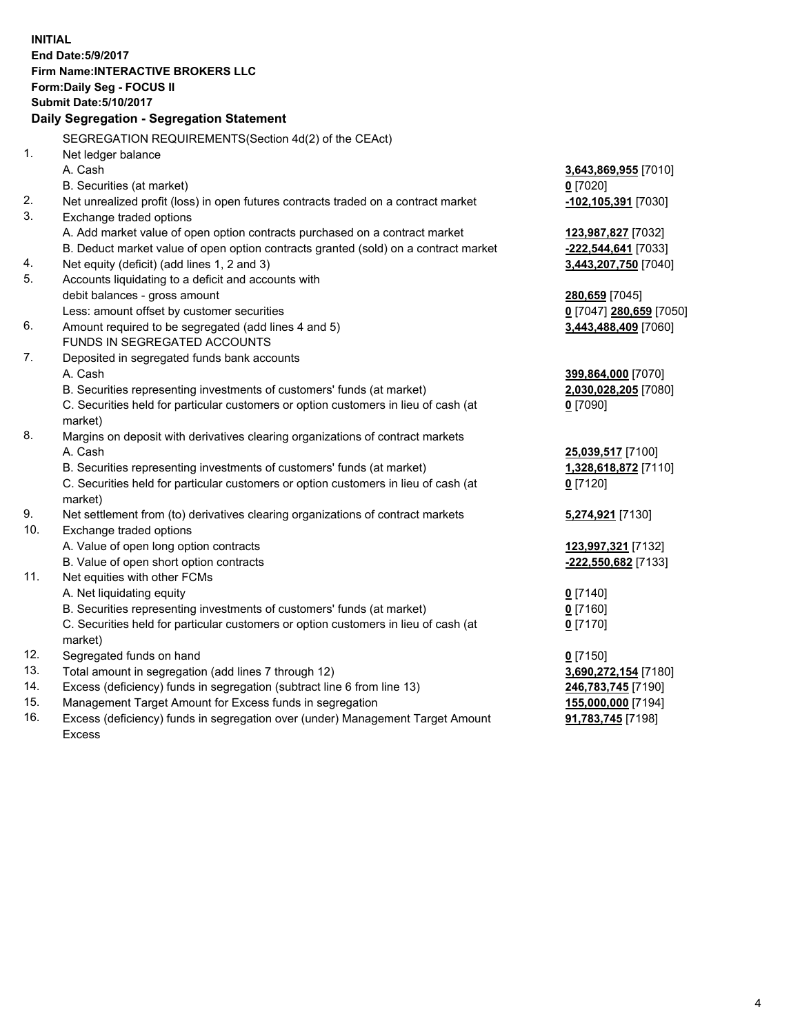**INITIAL**
**End Date:5/9/2017**
**Firm Name:INTERACTIVE BROKERS LLC**
**Form:Daily Seg - FOCUS II**
**Submit Date:5/10/2017**

## Daily Segregation - Segregation Statement

SEGREGATION REQUIREMENTS(Section 4d(2) of the CEAct)

| | | |
|---|---|---|
| 1. | Net ledger balance | |
| | A. Cash | **3,643,869,955** [7010] |
| | B. Securities (at market) | **0** [7020] |
| 2. | Net unrealized profit (loss) in open futures contracts traded on a contract market | **-102,105,391** [7030] |
| 3. | Exchange traded options | |
| | A. Add market value of open option contracts purchased on a contract market | **123,987,827** [7032] |
| | B. Deduct market value of open option contracts granted (sold) on a contract market | **-222,544,641** [7033] |
| 4. | Net equity (deficit) (add lines 1, 2 and 3) | **3,443,207,750** [7040] |
| 5. | Accounts liquidating to a deficit and accounts with | |
| | debit balances - gross amount | **280,659** [7045] |
| | Less: amount offset by customer securities | **0** [7047] **280,659** [7050] |
| 6. | Amount required to be segregated (add lines 4 and 5) | **3,443,488,409** [7060] |
| | FUNDS IN SEGREGATED ACCOUNTS | |
| 7. | Deposited in segregated funds bank accounts | |
| | A. Cash | **399,864,000** [7070] |
| | B. Securities representing investments of customers' funds (at market) | **2,030,028,205** [7080] |
| | C. Securities held for particular customers or option customers in lieu of cash (at market) | **0** [7090] |
| 8. | Margins on deposit with derivatives clearing organizations of contract markets | |
| | A. Cash | **25,039,517** [7100] |
| | B. Securities representing investments of customers' funds (at market) | **1,328,618,872** [7110] |
| | C. Securities held for particular customers or option customers in lieu of cash (at market) | **0** [7120] |
| 9. | Net settlement from (to) derivatives clearing organizations of contract markets | **5,274,921** [7130] |
| 10. | Exchange traded options | |
| | A. Value of open long option contracts | **123,997,321** [7132] |
| | B. Value of open short option contracts | **-222,550,682** [7133] |
| 11. | Net equities with other FCMs | |
| | A. Net liquidating equity | **0** [7140] |
| | B. Securities representing investments of customers' funds (at market) | **0** [7160] |
| | C. Securities held for particular customers or option customers in lieu of cash (at market) | **0** [7170] |
| 12. | Segregated funds on hand | **0** [7150] |
| 13. | Total amount in segregation (add lines 7 through 12) | **3,690,272,154** [7180] |
| 14. | Excess (deficiency) funds in segregation (subtract line 6 from line 13) | **246,783,745** [7190] |
| 15. | Management Target Amount for Excess funds in segregation | **155,000,000** [7194] |
| 16. | Excess (deficiency) funds in segregation over (under) Management Target Amount Excess | **91,783,745** [7198] |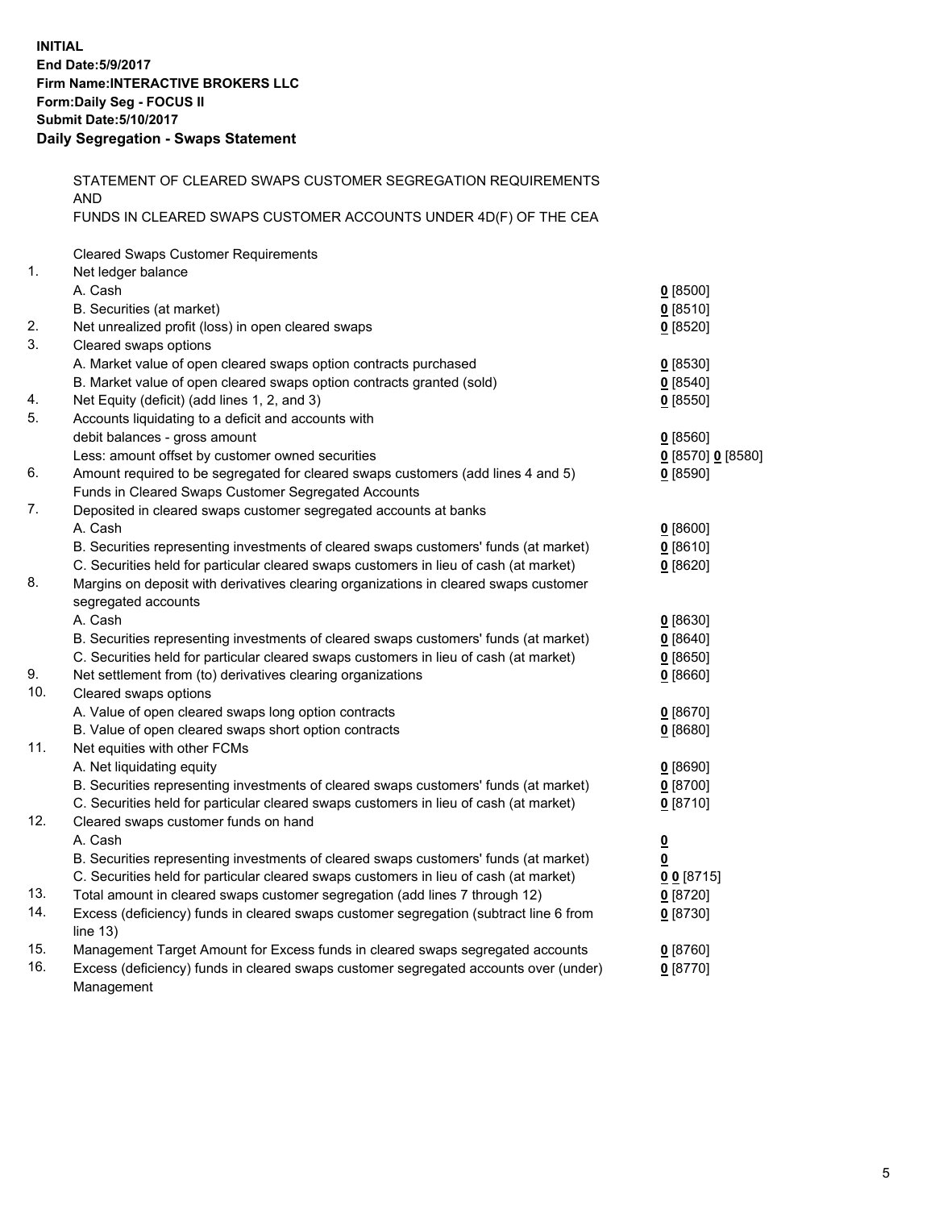**INITIAL**
**End Date:5/9/2017**
**Firm Name:INTERACTIVE BROKERS LLC**
**Form:Daily Seg - FOCUS II**
**Submit Date:5/10/2017**
**Daily Segregation - Swaps Statement**

STATEMENT OF CLEARED SWAPS CUSTOMER SEGREGATION REQUIREMENTS
AND
FUNDS IN CLEARED SWAPS CUSTOMER ACCOUNTS UNDER 4D(F) OF THE CEA

| | | |
|---|---|---|
| | Cleared Swaps Customer Requirements | |
| 1. | Net ledger balance | |
| | A. Cash | 0 [8500] |
| | B. Securities (at market) | 0 [8510] |
| 2. | Net unrealized profit (loss) in open cleared swaps | 0 [8520] |
| 3. | Cleared swaps options | |
| | A. Market value of open cleared swaps option contracts purchased | 0 [8530] |
| | B. Market value of open cleared swaps option contracts granted (sold) | 0 [8540] |
| 4. | Net Equity (deficit) (add lines 1, 2, and 3) | 0 [8550] |
| 5. | Accounts liquidating to a deficit and accounts with | |
| | debit balances - gross amount | 0 [8560] |
| | Less: amount offset by customer owned securities | 0 [8570] 0 [8580] |
| 6. | Amount required to be segregated for cleared swaps customers (add lines 4 and 5) | 0 [8590] |
| | Funds in Cleared Swaps Customer Segregated Accounts | |
| 7. | Deposited in cleared swaps customer segregated accounts at banks | |
| | A. Cash | 0 [8600] |
| | B. Securities representing investments of cleared swaps customers' funds (at market) | 0 [8610] |
| | C. Securities held for particular cleared swaps customers in lieu of cash (at market) | 0 [8620] |
| 8. | Margins on deposit with derivatives clearing organizations in cleared swaps customer segregated accounts | |
| | A. Cash | 0 [8630] |
| | B. Securities representing investments of cleared swaps customers' funds (at market) | 0 [8640] |
| | C. Securities held for particular cleared swaps customers in lieu of cash (at market) | 0 [8650] |
| 9. | Net settlement from (to) derivatives clearing organizations | 0 [8660] |
| 10. | Cleared swaps options | |
| | A. Value of open cleared swaps long option contracts | 0 [8670] |
| | B. Value of open cleared swaps short option contracts | 0 [8680] |
| 11. | Net equities with other FCMs | |
| | A. Net liquidating equity | 0 [8690] |
| | B. Securities representing investments of cleared swaps customers' funds (at market) | 0 [8700] |
| | C. Securities held for particular cleared swaps customers in lieu of cash (at market) | 0 [8710] |
| 12. | Cleared swaps customer funds on hand | |
| | A. Cash | 0 |
| | B. Securities representing investments of cleared swaps customers' funds (at market) | 0 |
| | C. Securities held for particular cleared swaps customers in lieu of cash (at market) | 0 0 [8715] |
| 13. | Total amount in cleared swaps customer segregation (add lines 7 through 12) | 0 [8720] |
| 14. | Excess (deficiency) funds in cleared swaps customer segregation (subtract line 6 from line 13) | 0 [8730] |
| 15. | Management Target Amount for Excess funds in cleared swaps segregated accounts | 0 [8760] |
| 16. | Excess (deficiency) funds in cleared swaps customer segregated accounts over (under) Management | 0 [8770] |